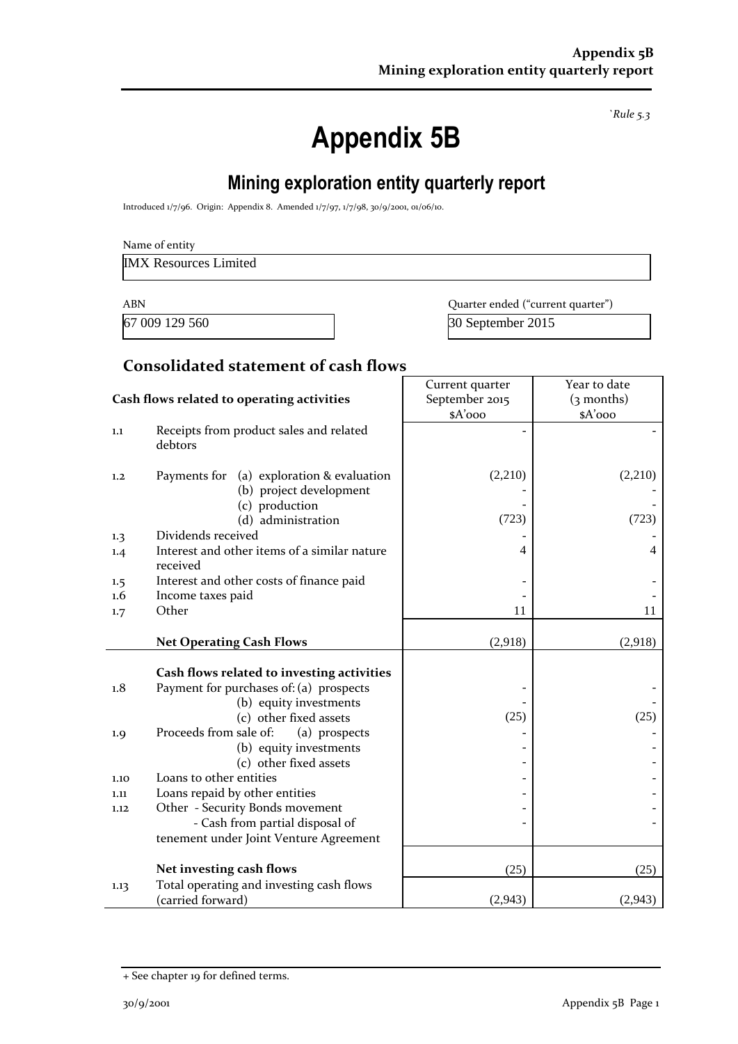*`Rule 5.3*

# Appendix 5B

## Mining exploration entity quarterly report

Introduced 1/7/96. Origin: Appendix 8. Amended 1/7/97, 1/7/98, 30/9/2001, 01/06/10.

Name of entity

IMX Resources Limited

| ABN | Quarter ended ("current quarter") |
|---|---|
| 67 009 129 560 | 30 September 2015 |

### Consolidated statement of cash flows

| | Cash flows related to operating activities | Current quarter September 2015 $A'000 | Year to date (3 months) $A'000 |
|---|---|---|---|
| 1.1 | Receipts from product sales and related debtors | - | - |
| 1.2 | Payments for (a) exploration & evaluation | (2,210) | (2,210) |
| | (b) project development | - | - |
| | (c) production | - | - |
| | (d) administration | (723) | (723) |
| 1.3 | Dividends received | - | - |
| 1.4 | Interest and other items of a similar nature received | 4 | 4 |
| 1.5 | Interest and other costs of finance paid | - | - |
| 1.6 | Income taxes paid | - | - |
| 1.7 | Other | 11 | 11 |
| | **Net Operating Cash Flows** | (2,918) | (2,918) |
| | **Cash flows related to investing activities** | | |
| 1.8 | Payment for purchases of: (a) prospects | - | - |
| | (b) equity investments | - | - |
| | (c) other fixed assets | (25) | (25) |
| 1.9 | Proceeds from sale of: (a) prospects | - | - |
| | (b) equity investments | - | - |
| | (c) other fixed assets | - | - |
| 1.10 | Loans to other entities | - | - |
| 1.11 | Loans repaid by other entities | - | - |
| 1.12 | Other - Security Bonds movement | - | - |
| | - Cash from partial disposal of tenement under Joint Venture Agreement | - | - |
| | **Net investing cash flows** | (25) | (25) |
| 1.13 | Total operating and investing cash flows (carried forward) | (2,943) | (2,943) |

+ See chapter 19 for defined terms.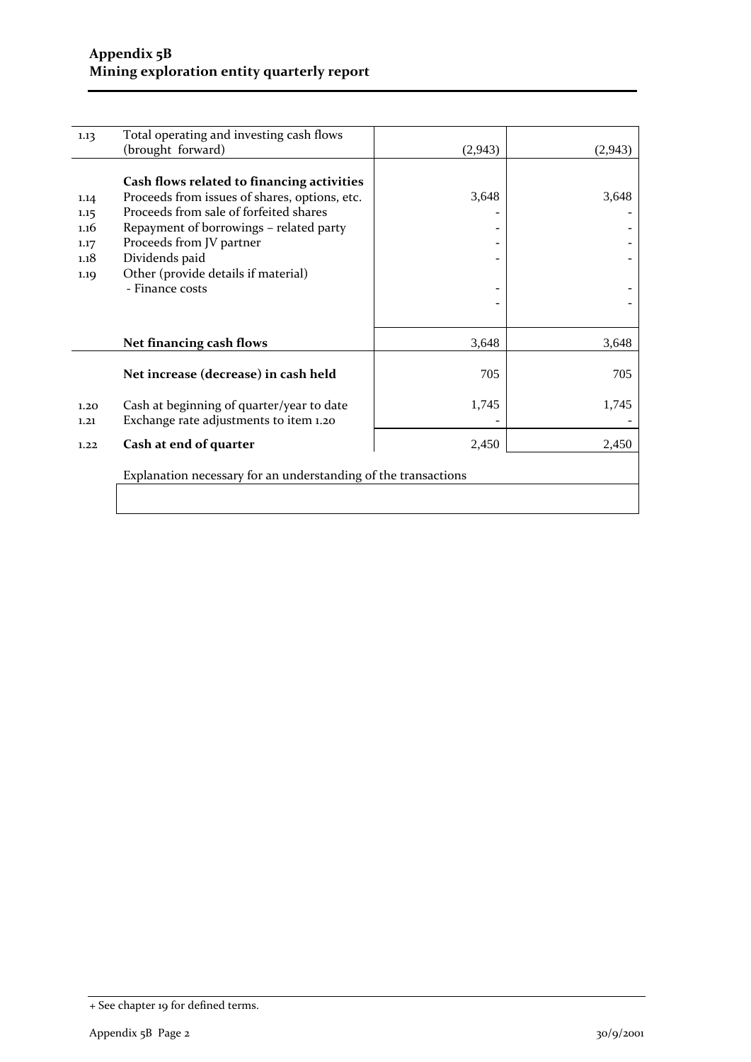| | | | |
|---|---|---|---|
| 1.13 | Total operating and investing cash flows (brought forward) | (2,943) | (2,943) |
| | **Cash flows related to financing activities** | | |
| 1.14 | Proceeds from issues of shares, options, etc. | 3,648 | 3,648 |
| 1.15 | Proceeds from sale of forfeited shares | - | - |
| 1.16 | Repayment of borrowings – related party | - | - |
| 1.17 | Proceeds from JV partner | - | - |
| 1.18 | Dividends paid | - | - |
| 1.19 | Other (provide details if material) | | |
| | - Finance costs | - | - |
| | | - | - |
| | **Net financing cash flows** | 3,648 | 3,648 |
| | **Net increase (decrease) in cash held** | 705 | 705 |
| 1.20 | Cash at beginning of quarter/year to date | 1,745 | 1,745 |
| 1.21 | Exchange rate adjustments to item 1.20 | - | - |
| 1.22 | **Cash at end of quarter** | 2,450 | 2,450 |

Explanation necessary for an understanding of the transactions

+ See chapter 19 for defined terms.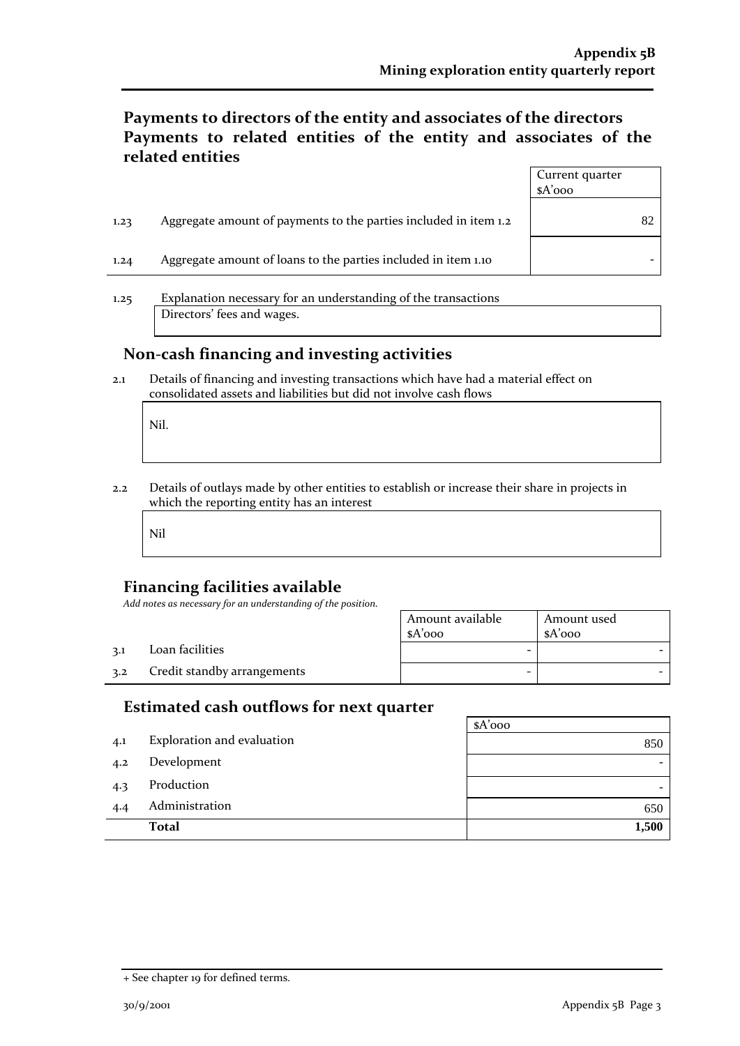## Payments to directors of the entity and associates of the directors
## Payments to related entities of the entity and associates of the related entities

| | | Current quarter $A'000 |
|---|---|---|
| 1.23 | Aggregate amount of payments to the parties included in item 1.2 | 82 |
| 1.24 | Aggregate amount of loans to the parties included in item 1.10 | - |

1.25 Explanation necessary for an understanding of the transactions

Directors' fees and wages.

## Non-cash financing and investing activities

2.1 Details of financing and investing transactions which have had a material effect on consolidated assets and liabilities but did not involve cash flows

Nil.

2.2 Details of outlays made by other entities to establish or increase their share in projects in which the reporting entity has an interest

Nil

## Financing facilities available

*Add notes as necessary for an understanding of the position.*

| | | Amount available $A'000 | Amount used $A'000 |
|---|---|---|---|
| 3.1 | Loan facilities | - | - |
| 3.2 | Credit standby arrangements | - | - |

## Estimated cash outflows for next quarter

| | | $A'000 |
|---|---|---|
| 4.1 | Exploration and evaluation | 850 |
| 4.2 | Development | - |
| 4.3 | Production | - |
| 4.4 | Administration | 650 |
| | **Total** | **1,500** |

+ See chapter 19 for defined terms.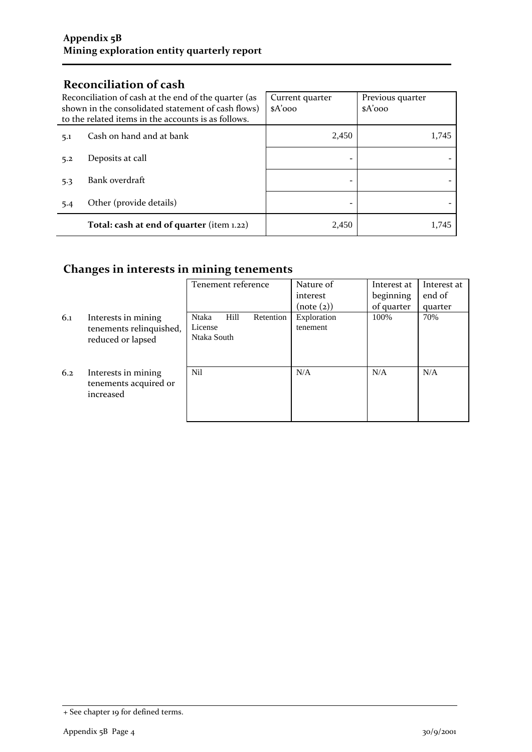## Reconciliation of cash

| | Reconciliation of cash at the end of the quarter (as shown in the consolidated statement of cash flows) to the related items in the accounts is as follows. | Current quarter $A'000 | Previous quarter $A'000 |
|---|---|---|---|
| 5.1 | Cash on hand and at bank | 2,450 | 1,745 |
| 5.2 | Deposits at call | - | - |
| 5.3 | Bank overdraft | - | - |
| 5.4 | Other (provide details) | - | - |
| | **Total: cash at end of quarter** (item 1.22) | 2,450 | 1,745 |

## Changes in interests in mining tenements

| | | Tenement reference | Nature of interest (note (2)) | Interest at beginning of quarter | Interest at end of quarter |
|---|---|---|---|---|---|
| 6.1 | Interests in mining tenements relinquished, reduced or lapsed | Ntaka Hill Retention License Ntaka South | Exploration tenement | 100% | 70% |
| 6.2 | Interests in mining tenements acquired or increased | Nil | N/A | N/A | N/A |

+ See chapter 19 for defined terms.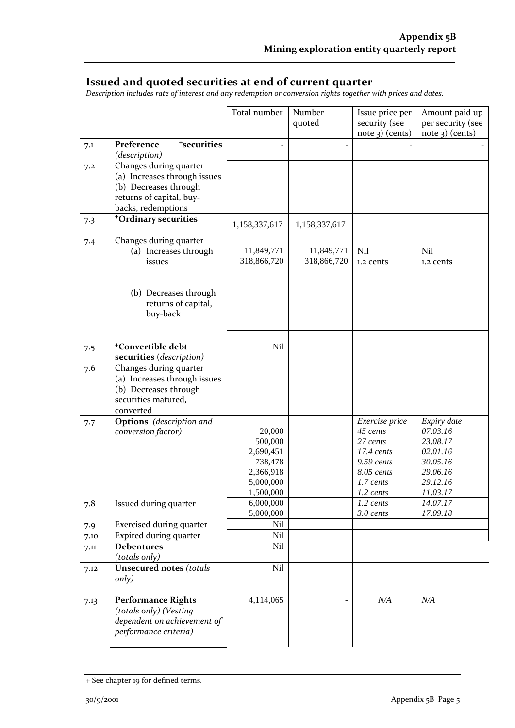## Issued and quoted securities at end of current quarter

*Description includes rate of interest and any redemption or conversion rights together with prices and dates.*

| | | Total number | Number quoted | Issue price per security (see note 3) (cents) | Amount paid up per security (see note 3) (cents) |
|---|---|---|---|---|---|
| 7.1 | **Preference +securities** *(description)* | - | - | - | - |
| 7.2 | Changes during quarter (a) Increases through issues (b) Decreases through returns of capital, buy-backs, redemptions | | | | |
| 7.3 | **+Ordinary securities** | 1,158,337,617 | 1,158,337,617 | | |
| 7.4 | Changes during quarter (a) Increases through issues | 11,849,771<br>318,866,720 | 11,849,771<br>318,866,720 | Nil<br>1.2 cents | Nil<br>1.2 cents |
| | (b) Decreases through returns of capital, buy-back | | | | |
| 7.5 | **+Convertible debt securities** *(description)* | Nil | | | |
| 7.6 | Changes during quarter (a) Increases through issues (b) Decreases through securities matured, converted | | | | |
| 7.7 | **Options** *(description and conversion factor)* | 20,000<br>500,000<br>2,690,451<br>738,478<br>2,366,918<br>5,000,000<br>1,500,000 | | *Exercise price*<br>*45 cents*<br>*27 cents*<br>*17.4 cents*<br>*9.59 cents*<br>*8.05 cents*<br>*1.7 cents*<br>*1.2 cents* | *Expiry date*<br>*07.03.16*<br>*23.08.17*<br>*02.01.16*<br>*30.05.16*<br>*29.06.16*<br>*29.12.16*<br>*11.03.17* |
| 7.8 | Issued during quarter | 6,000,000<br>5,000,000 | | *1.2 cents*<br>*3.0 cents* | *14.07.17*<br>*17.09.18* |
| 7.9 | Exercised during quarter | Nil | | | |
| 7.10 | Expired during quarter | Nil | | | |
| 7.11 | **Debentures** *(totals only)* | Nil | | | |
| 7.12 | **Unsecured notes** *(totals only)* | Nil | | | |
| 7.13 | **Performance Rights** *(totals only) (Vesting dependent on achievement of performance criteria)* | 4,114,065 | - | *N/A* | *N/A* |

+ See chapter 19 for defined terms.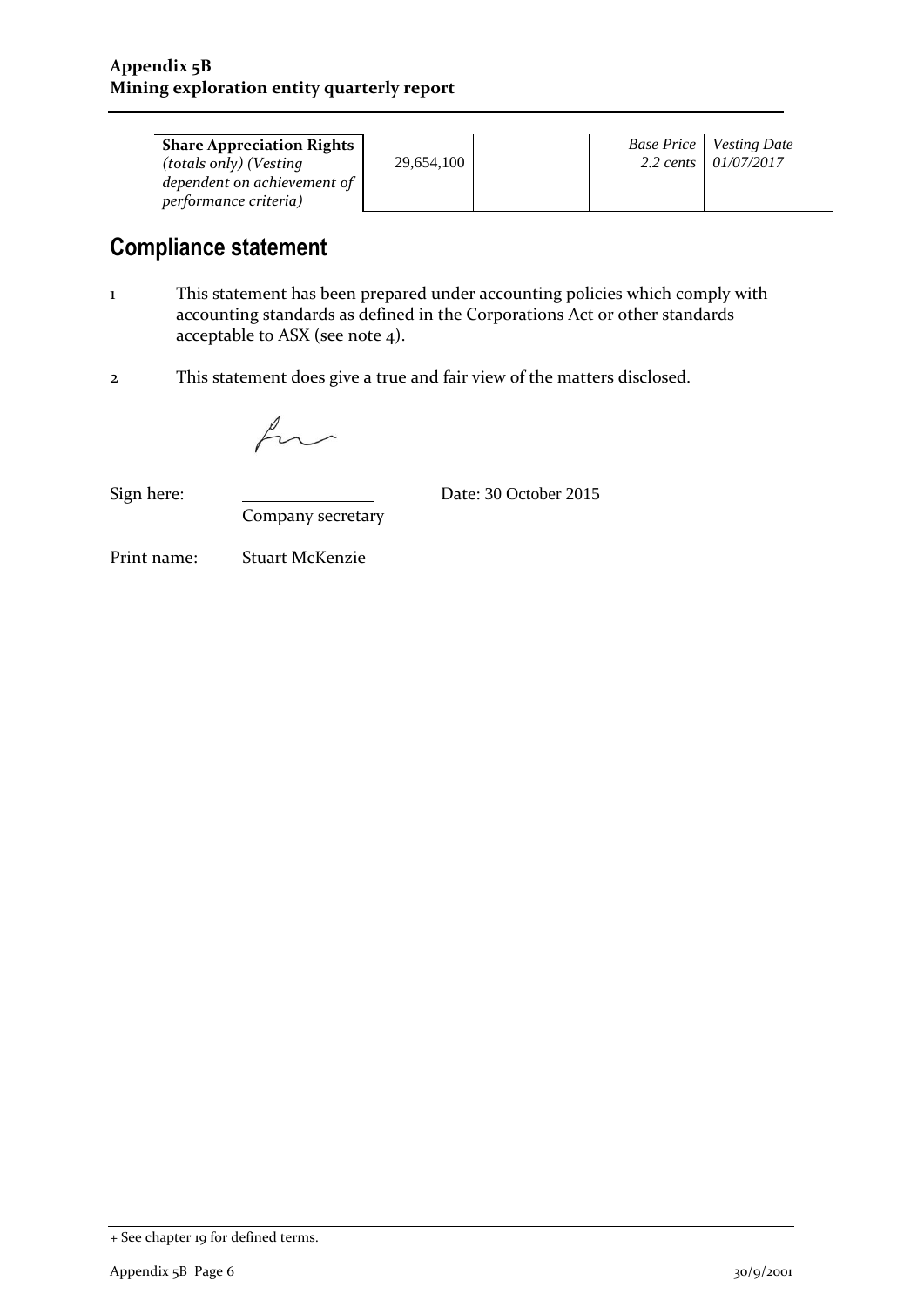| | | | | |
|---|---|---|---|---|
| **Share Appreciation Rights** *(totals only) (Vesting dependent on achievement of performance criteria)* | 29,654,100 | | *Base Price 2.2 cents* | *Vesting Date 01/07/2017* |

## Compliance statement

1 This statement has been prepared under accounting policies which comply with accounting standards as defined in the Corporations Act or other standards acceptable to ASX (see note 4).

2 This statement does give a true and fair view of the matters disclosed.

Sign here: ............................ Date: 30 October 2015
Company secretary

Print name: Stuart McKenzie

+ See chapter 19 for defined terms.